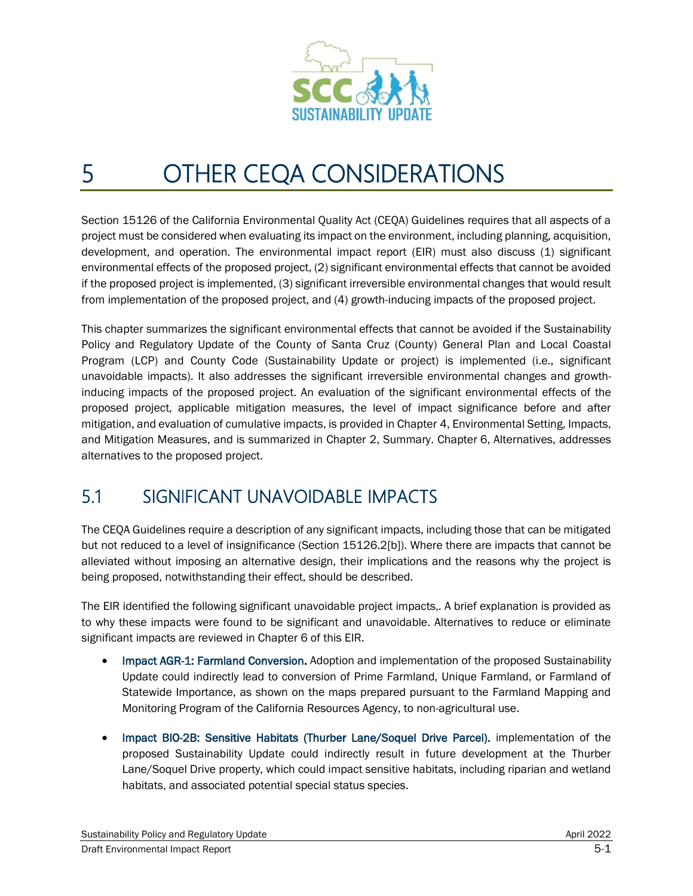# 5 OTHER CEQA CONSIDERATIONS

Section 15126 of the California Environmental Quality Act (CEQA) Guidelines requires that all aspects of a project must be considered when evaluating its impact on the environment, including planning, acquisition, development, and operation. The environmental impact report (EIR) must also discuss (1) significant environmental effects of the proposed project, (2) significant environmental effects that cannot be avoided if the proposed project is implemented, (3) significant irreversible environmental changes that would result from implementation of the proposed project, and (4) growth-inducing impacts of the proposed project.

This chapter summarizes the significant environmental effects that cannot be avoided if the Sustainability Policy and Regulatory Update of the County of Santa Cruz (County) General Plan and Local Coastal Program (LCP) and County Code (Sustainability Update or project) is implemented (i.e., significant unavoidable impacts). It also addresses the significant irreversible environmental changes and growth-inducing impacts of the proposed project. An evaluation of the significant environmental effects of the proposed project, applicable mitigation measures, the level of impact significance before and after mitigation, and evaluation of cumulative impacts, is provided in Chapter 4, Environmental Setting, Impacts, and Mitigation Measures, and is summarized in Chapter 2, Summary. Chapter 6, Alternatives, addresses alternatives to the proposed project.

## 5.1 SIGNIFICANT UNAVOIDABLE IMPACTS

The CEQA Guidelines require a description of any significant impacts, including those that can be mitigated but not reduced to a level of insignificance (Section 15126.2[b]). Where there are impacts that cannot be alleviated without imposing an alternative design, their implications and the reasons why the project is being proposed, notwithstanding their effect, should be described.

The EIR identified the following significant unavoidable project impacts,. A brief explanation is provided as to why these impacts were found to be significant and unavoidable. Alternatives to reduce or eliminate significant impacts are reviewed in Chapter 6 of this EIR.

- **Impact AGR-1: Farmland Conversion.** Adoption and implementation of the proposed Sustainability Update could indirectly lead to conversion of Prime Farmland, Unique Farmland, or Farmland of Statewide Importance, as shown on the maps prepared pursuant to the Farmland Mapping and Monitoring Program of the California Resources Agency, to non-agricultural use.

- **Impact BIO-2B: Sensitive Habitats (Thurber Lane/Soquel Drive Parcel).** implementation of the proposed Sustainability Update could indirectly result in future development at the Thurber Lane/Soquel Drive property, which could impact sensitive habitats, including riparian and wetland habitats, and associated potential special status species.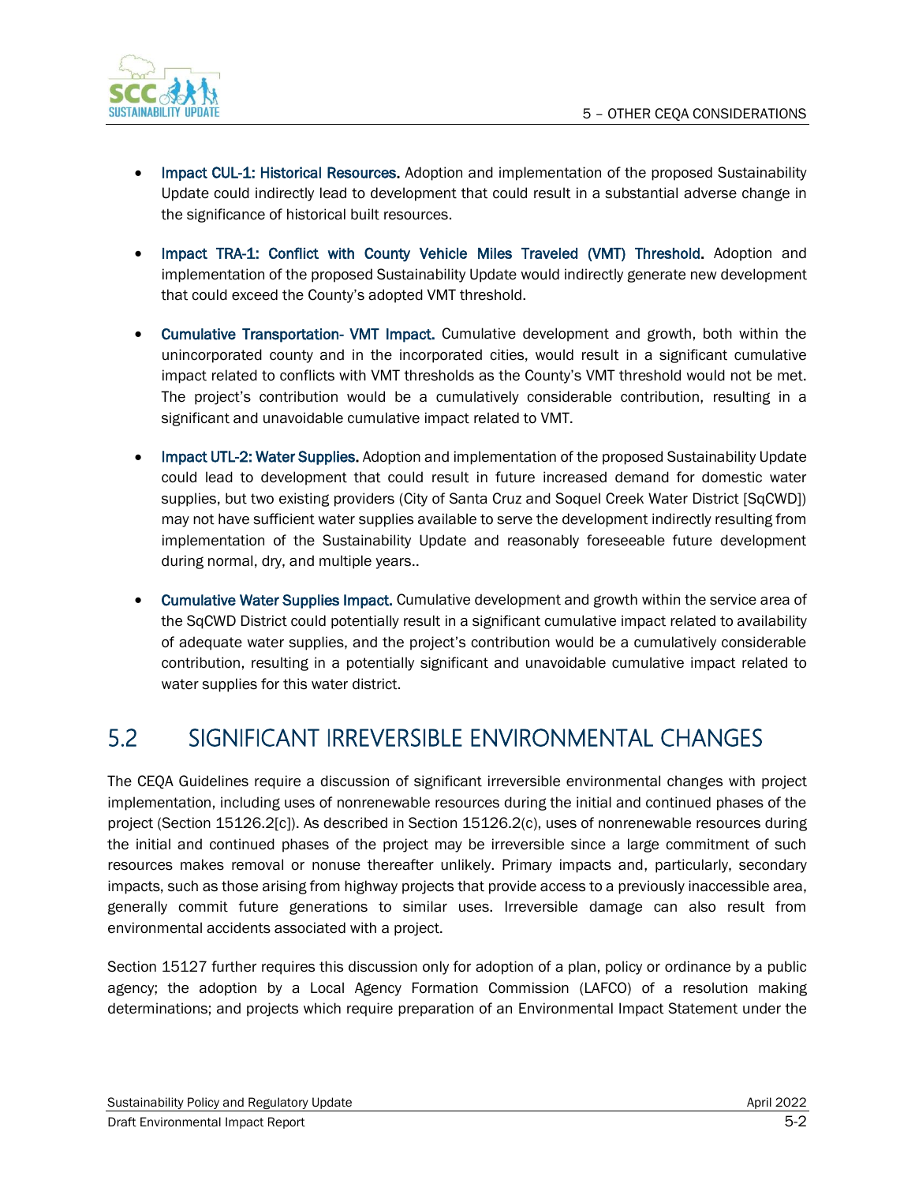- **Impact CUL-1: Historical Resources.** Adoption and implementation of the proposed Sustainability Update could indirectly lead to development that could result in a substantial adverse change in the significance of historical built resources.

- **Impact TRA-1: Conflict with County Vehicle Miles Traveled (VMT) Threshold.** Adoption and implementation of the proposed Sustainability Update would indirectly generate new development that could exceed the County's adopted VMT threshold.

- **Cumulative Transportation- VMT Impact.** Cumulative development and growth, both within the unincorporated county and in the incorporated cities, would result in a significant cumulative impact related to conflicts with VMT thresholds as the County's VMT threshold would not be met. The project's contribution would be a cumulatively considerable contribution, resulting in a significant and unavoidable cumulative impact related to VMT.

- **Impact UTL-2: Water Supplies.** Adoption and implementation of the proposed Sustainability Update could lead to development that could result in future increased demand for domestic water supplies, but two existing providers (City of Santa Cruz and Soquel Creek Water District [SqCWD]) may not have sufficient water supplies available to serve the development indirectly resulting from implementation of the Sustainability Update and reasonably foreseeable future development during normal, dry, and multiple years..

- **Cumulative Water Supplies Impact.** Cumulative development and growth within the service area of the SqCWD District could potentially result in a significant cumulative impact related to availability of adequate water supplies, and the project's contribution would be a cumulatively considerable contribution, resulting in a potentially significant and unavoidable cumulative impact related to water supplies for this water district.

## 5.2 SIGNIFICANT IRREVERSIBLE ENVIRONMENTAL CHANGES

The CEQA Guidelines require a discussion of significant irreversible environmental changes with project implementation, including uses of nonrenewable resources during the initial and continued phases of the project (Section 15126.2[c]). As described in Section 15126.2(c), uses of nonrenewable resources during the initial and continued phases of the project may be irreversible since a large commitment of such resources makes removal or nonuse thereafter unlikely. Primary impacts and, particularly, secondary impacts, such as those arising from highway projects that provide access to a previously inaccessible area, generally commit future generations to similar uses. Irreversible damage can also result from environmental accidents associated with a project.

Section 15127 further requires this discussion only for adoption of a plan, policy or ordinance by a public agency; the adoption by a Local Agency Formation Commission (LAFCO) of a resolution making determinations; and projects which require preparation of an Environmental Impact Statement under the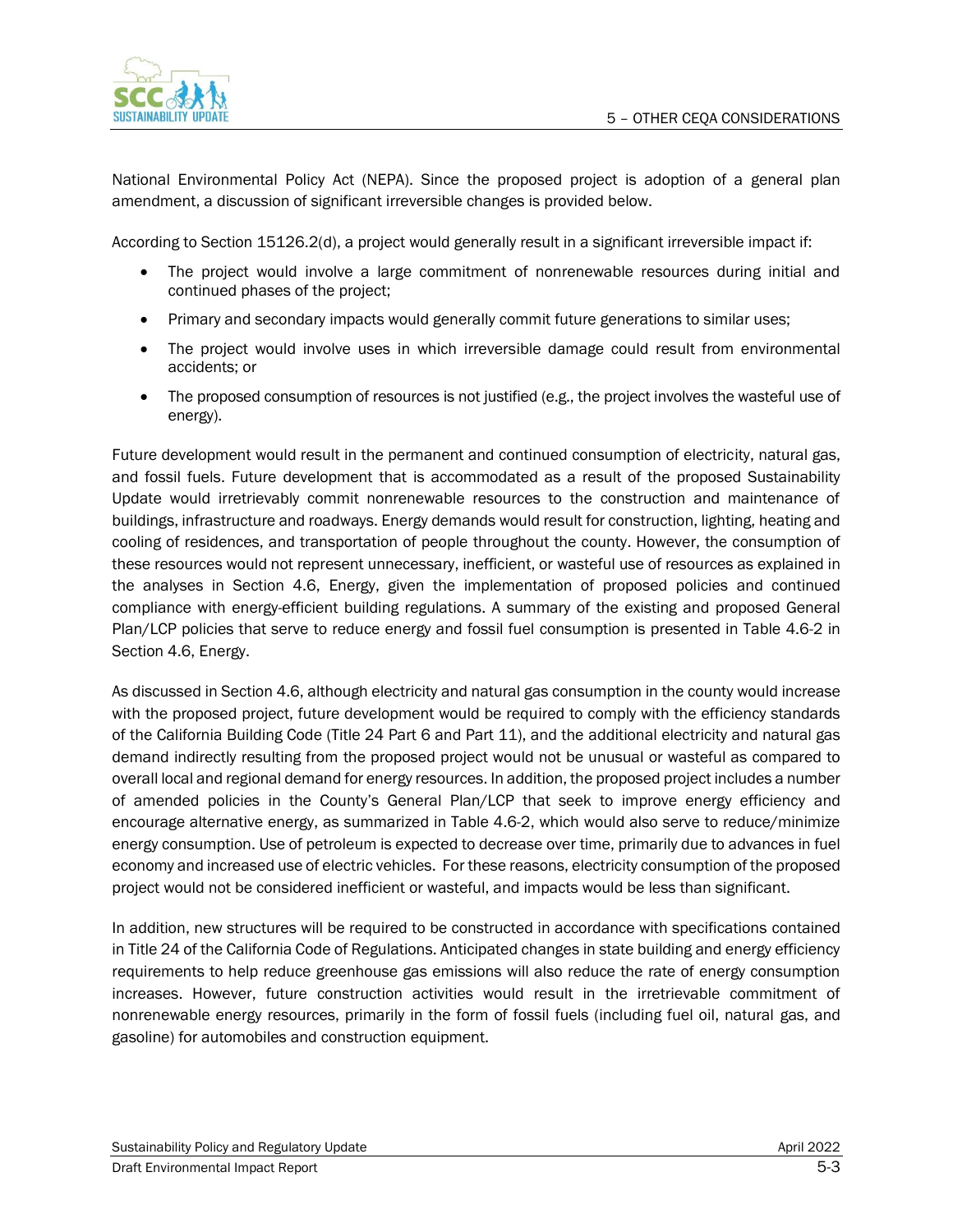National Environmental Policy Act (NEPA). Since the proposed project is adoption of a general plan amendment, a discussion of significant irreversible changes is provided below.

According to Section 15126.2(d), a project would generally result in a significant irreversible impact if:

- The project would involve a large commitment of nonrenewable resources during initial and continued phases of the project;
- Primary and secondary impacts would generally commit future generations to similar uses;
- The project would involve uses in which irreversible damage could result from environmental accidents; or
- The proposed consumption of resources is not justified (e.g., the project involves the wasteful use of energy).

Future development would result in the permanent and continued consumption of electricity, natural gas, and fossil fuels. Future development that is accommodated as a result of the proposed Sustainability Update would irretrievably commit nonrenewable resources to the construction and maintenance of buildings, infrastructure and roadways. Energy demands would result for construction, lighting, heating and cooling of residences, and transportation of people throughout the county. However, the consumption of these resources would not represent unnecessary, inefficient, or wasteful use of resources as explained in the analyses in Section 4.6, Energy, given the implementation of proposed policies and continued compliance with energy-efficient building regulations. A summary of the existing and proposed General Plan/LCP policies that serve to reduce energy and fossil fuel consumption is presented in Table 4.6-2 in Section 4.6, Energy.

As discussed in Section 4.6, although electricity and natural gas consumption in the county would increase with the proposed project, future development would be required to comply with the efficiency standards of the California Building Code (Title 24 Part 6 and Part 11), and the additional electricity and natural gas demand indirectly resulting from the proposed project would not be unusual or wasteful as compared to overall local and regional demand for energy resources. In addition, the proposed project includes a number of amended policies in the County's General Plan/LCP that seek to improve energy efficiency and encourage alternative energy, as summarized in Table 4.6-2, which would also serve to reduce/minimize energy consumption. Use of petroleum is expected to decrease over time, primarily due to advances in fuel economy and increased use of electric vehicles. For these reasons, electricity consumption of the proposed project would not be considered inefficient or wasteful, and impacts would be less than significant.

In addition, new structures will be required to be constructed in accordance with specifications contained in Title 24 of the California Code of Regulations. Anticipated changes in state building and energy efficiency requirements to help reduce greenhouse gas emissions will also reduce the rate of energy consumption increases. However, future construction activities would result in the irretrievable commitment of nonrenewable energy resources, primarily in the form of fossil fuels (including fuel oil, natural gas, and gasoline) for automobiles and construction equipment.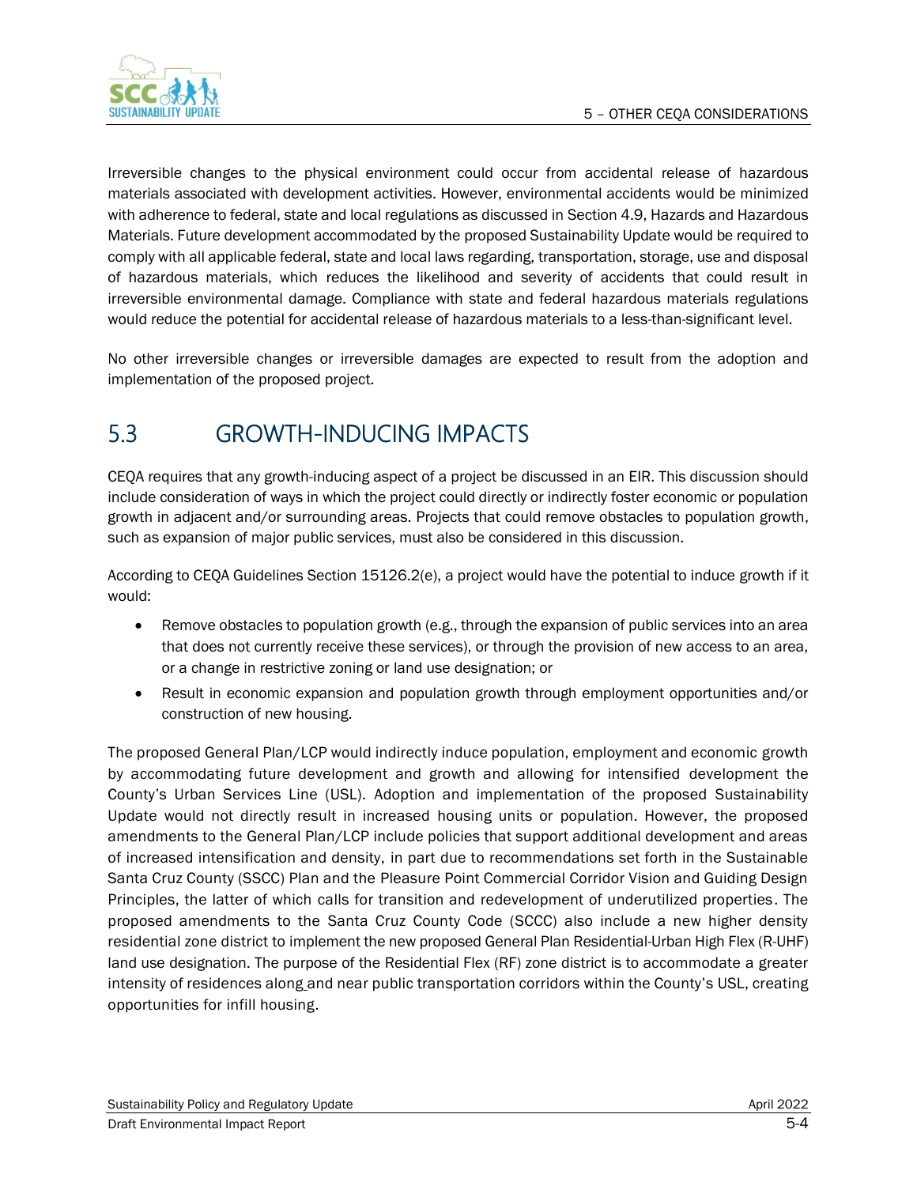Irreversible changes to the physical environment could occur from accidental release of hazardous materials associated with development activities. However, environmental accidents would be minimized with adherence to federal, state and local regulations as discussed in Section 4.9, Hazards and Hazardous Materials. Future development accommodated by the proposed Sustainability Update would be required to comply with all applicable federal, state and local laws regarding, transportation, storage, use and disposal of hazardous materials, which reduces the likelihood and severity of accidents that could result in irreversible environmental damage. Compliance with state and federal hazardous materials regulations would reduce the potential for accidental release of hazardous materials to a less-than-significant level.

No other irreversible changes or irreversible damages are expected to result from the adoption and implementation of the proposed project.

## 5.3 GROWTH-INDUCING IMPACTS

CEQA requires that any growth-inducing aspect of a project be discussed in an EIR. This discussion should include consideration of ways in which the project could directly or indirectly foster economic or population growth in adjacent and/or surrounding areas. Projects that could remove obstacles to population growth, such as expansion of major public services, must also be considered in this discussion.

According to CEQA Guidelines Section 15126.2(e), a project would have the potential to induce growth if it would:

- Remove obstacles to population growth (e.g., through the expansion of public services into an area that does not currently receive these services), or through the provision of new access to an area, or a change in restrictive zoning or land use designation; or
- Result in economic expansion and population growth through employment opportunities and/or construction of new housing.

The proposed General Plan/LCP would indirectly induce population, employment and economic growth by accommodating future development and growth and allowing for intensified development the County's Urban Services Line (USL). Adoption and implementation of the proposed Sustainability Update would not directly result in increased housing units or population. However, the proposed amendments to the General Plan/LCP include policies that support additional development and areas of increased intensification and density, in part due to recommendations set forth in the Sustainable Santa Cruz County (SSCC) Plan and the Pleasure Point Commercial Corridor Vision and Guiding Design Principles, the latter of which calls for transition and redevelopment of underutilized properties. The proposed amendments to the Santa Cruz County Code (SCCC) also include a new higher density residential zone district to implement the new proposed General Plan Residential-Urban High Flex (R-UHF) land use designation. The purpose of the Residential Flex (RF) zone district is to accommodate a greater intensity of residences along and near public transportation corridors within the County's USL, creating opportunities for infill housing.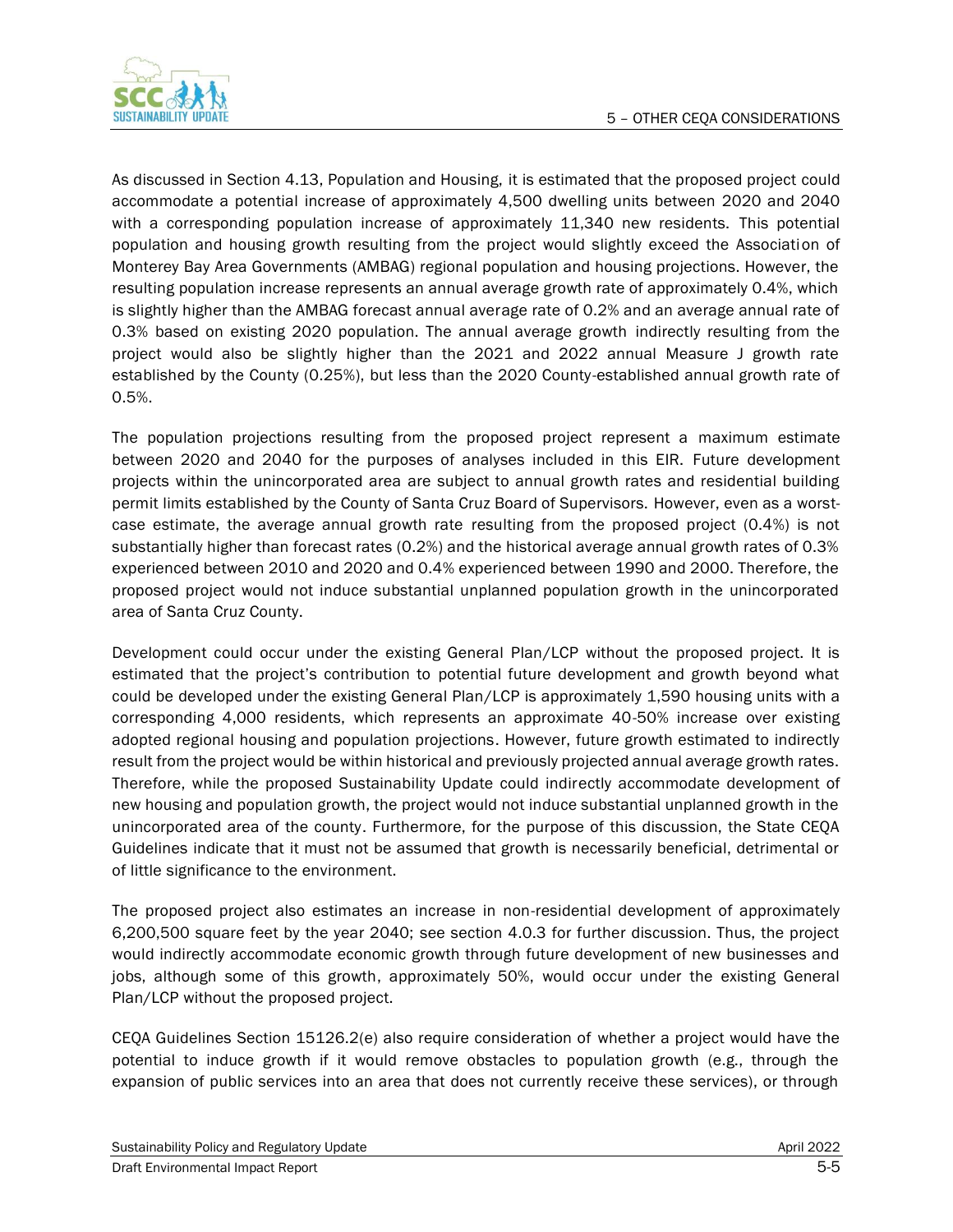As discussed in Section 4.13, Population and Housing, it is estimated that the proposed project could accommodate a potential increase of approximately 4,500 dwelling units between 2020 and 2040 with a corresponding population increase of approximately 11,340 new residents. This potential population and housing growth resulting from the project would slightly exceed the Association of Monterey Bay Area Governments (AMBAG) regional population and housing projections. However, the resulting population increase represents an annual average growth rate of approximately 0.4%, which is slightly higher than the AMBAG forecast annual average rate of 0.2% and an average annual rate of 0.3% based on existing 2020 population. The annual average growth indirectly resulting from the project would also be slightly higher than the 2021 and 2022 annual Measure J growth rate established by the County (0.25%), but less than the 2020 County-established annual growth rate of 0.5%.

The population projections resulting from the proposed project represent a maximum estimate between 2020 and 2040 for the purposes of analyses included in this EIR. Future development projects within the unincorporated area are subject to annual growth rates and residential building permit limits established by the County of Santa Cruz Board of Supervisors. However, even as a worst-case estimate, the average annual growth rate resulting from the proposed project (0.4%) is not substantially higher than forecast rates (0.2%) and the historical average annual growth rates of 0.3% experienced between 2010 and 2020 and 0.4% experienced between 1990 and 2000. Therefore, the proposed project would not induce substantial unplanned population growth in the unincorporated area of Santa Cruz County.

Development could occur under the existing General Plan/LCP without the proposed project. It is estimated that the project's contribution to potential future development and growth beyond what could be developed under the existing General Plan/LCP is approximately 1,590 housing units with a corresponding 4,000 residents, which represents an approximate 40-50% increase over existing adopted regional housing and population projections. However, future growth estimated to indirectly result from the project would be within historical and previously projected annual average growth rates. Therefore, while the proposed Sustainability Update could indirectly accommodate development of new housing and population growth, the project would not induce substantial unplanned growth in the unincorporated area of the county. Furthermore, for the purpose of this discussion, the State CEQA Guidelines indicate that it must not be assumed that growth is necessarily beneficial, detrimental or of little significance to the environment.

The proposed project also estimates an increase in non-residential development of approximately 6,200,500 square feet by the year 2040; see section 4.0.3 for further discussion. Thus, the project would indirectly accommodate economic growth through future development of new businesses and jobs, although some of this growth, approximately 50%, would occur under the existing General Plan/LCP without the proposed project.

CEQA Guidelines Section 15126.2(e) also require consideration of whether a project would have the potential to induce growth if it would remove obstacles to population growth (e.g., through the expansion of public services into an area that does not currently receive these services), or through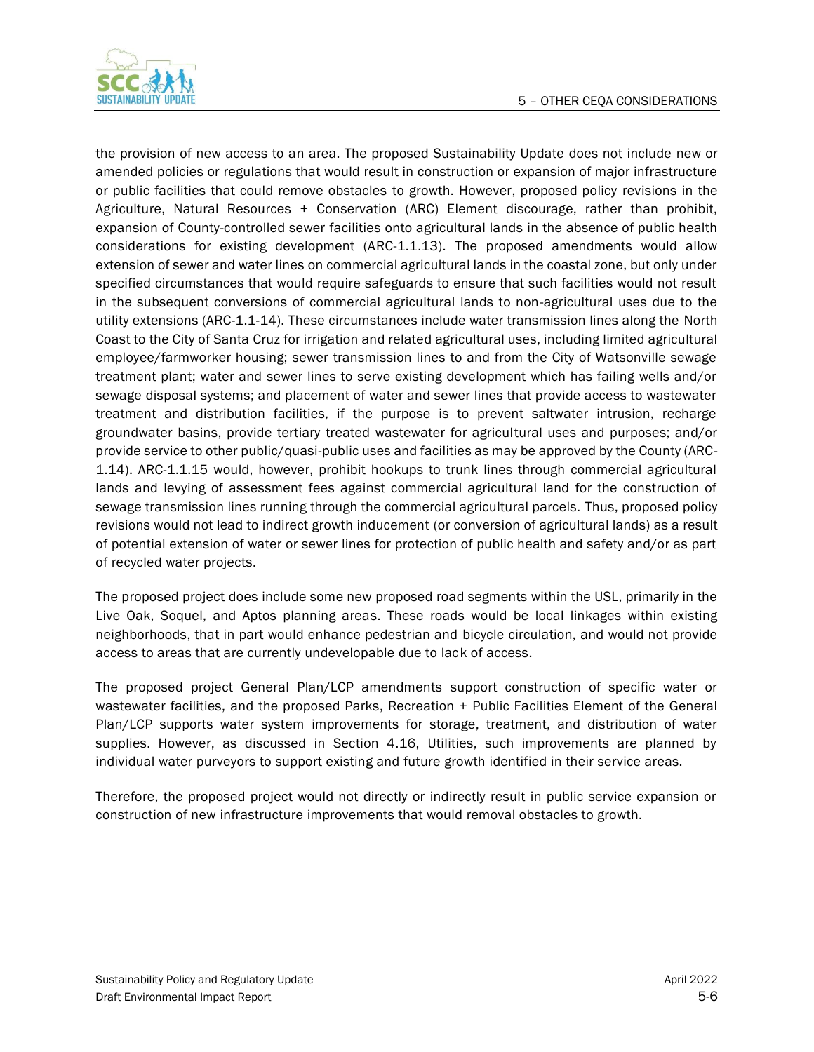the provision of new access to an area. The proposed Sustainability Update does not include new or amended policies or regulations that would result in construction or expansion of major infrastructure or public facilities that could remove obstacles to growth. However, proposed policy revisions in the Agriculture, Natural Resources + Conservation (ARC) Element discourage, rather than prohibit, expansion of County-controlled sewer facilities onto agricultural lands in the absence of public health considerations for existing development (ARC-1.1.13). The proposed amendments would allow extension of sewer and water lines on commercial agricultural lands in the coastal zone, but only under specified circumstances that would require safeguards to ensure that such facilities would not result in the subsequent conversions of commercial agricultural lands to non-agricultural uses due to the utility extensions (ARC-1.1-14). These circumstances include water transmission lines along the North Coast to the City of Santa Cruz for irrigation and related agricultural uses, including limited agricultural employee/farmworker housing; sewer transmission lines to and from the City of Watsonville sewage treatment plant; water and sewer lines to serve existing development which has failing wells and/or sewage disposal systems; and placement of water and sewer lines that provide access to wastewater treatment and distribution facilities, if the purpose is to prevent saltwater intrusion, recharge groundwater basins, provide tertiary treated wastewater for agricultural uses and purposes; and/or provide service to other public/quasi-public uses and facilities as may be approved by the County (ARC-1.14). ARC-1.1.15 would, however, prohibit hookups to trunk lines through commercial agricultural lands and levying of assessment fees against commercial agricultural land for the construction of sewage transmission lines running through the commercial agricultural parcels. Thus, proposed policy revisions would not lead to indirect growth inducement (or conversion of agricultural lands) as a result of potential extension of water or sewer lines for protection of public health and safety and/or as part of recycled water projects.

The proposed project does include some new proposed road segments within the USL, primarily in the Live Oak, Soquel, and Aptos planning areas. These roads would be local linkages within existing neighborhoods, that in part would enhance pedestrian and bicycle circulation, and would not provide access to areas that are currently undevelopable due to lack of access.

The proposed project General Plan/LCP amendments support construction of specific water or wastewater facilities, and the proposed Parks, Recreation + Public Facilities Element of the General Plan/LCP supports water system improvements for storage, treatment, and distribution of water supplies. However, as discussed in Section 4.16, Utilities, such improvements are planned by individual water purveyors to support existing and future growth identified in their service areas.

Therefore, the proposed project would not directly or indirectly result in public service expansion or construction of new infrastructure improvements that would removal obstacles to growth.